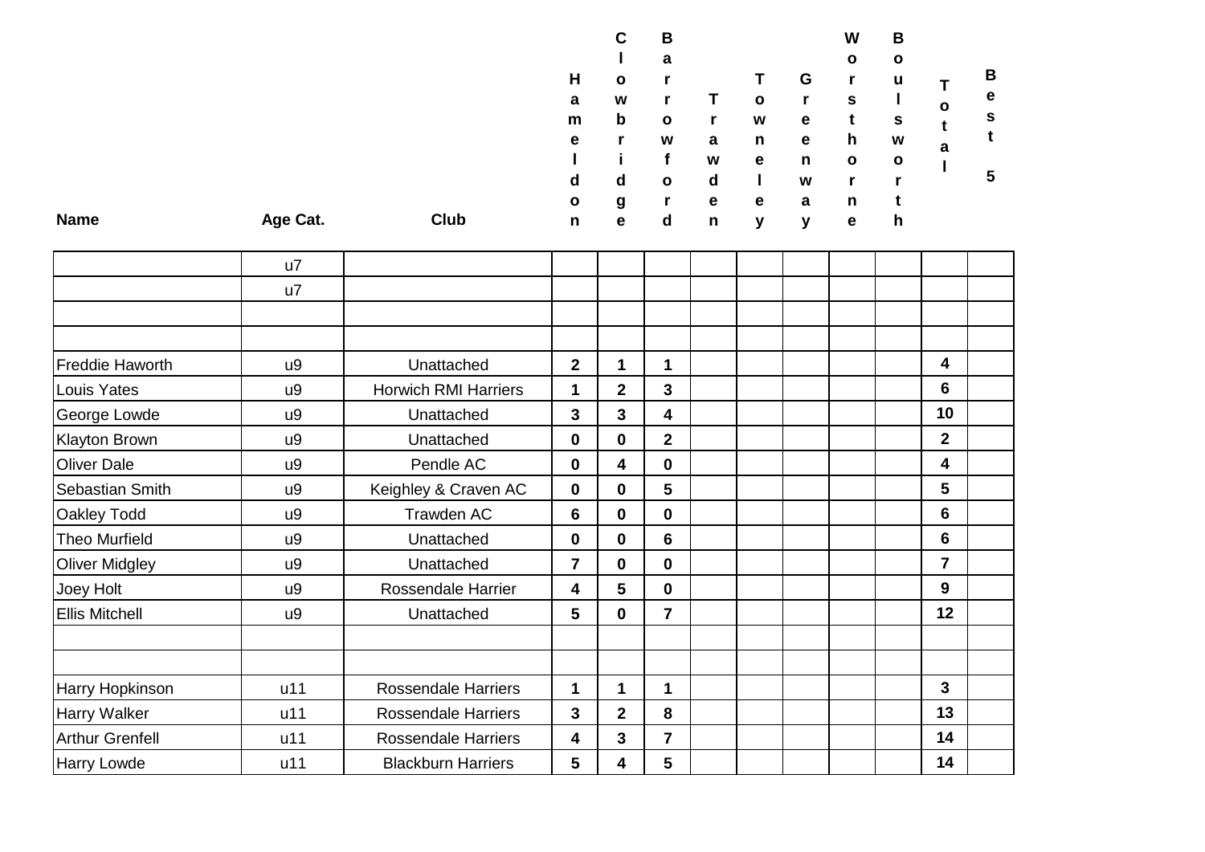| Name | Age Cat. | Club | Hameldon | Clowbridge | Barrowford | Trawden | Townelely | Greenway | Worsthorne | Boulsworth | Total | Best 5 |
|---|---|---|---|---|---|---|---|---|---|---|---|---|
| | u7 | | | | | | | | | | | |
| | u7 | | | | | | | | | | | |
| | | | | | | | | | | | | |
| | | | | | | | | | | | | |
| Freddie Haworth | u9 | Unattached | **2** | **1** | **1** | | | | | | **4** | |
| Louis Yates | u9 | Horwich RMI Harriers | **1** | **2** | **3** | | | | | | **6** | |
| George Lowde | u9 | Unattached | **3** | **3** | **4** | | | | | | **10** | |
| Klayton Brown | u9 | Unattached | **0** | **0** | **2** | | | | | | **2** | |
| Oliver Dale | u9 | Pendle AC | **0** | **4** | **0** | | | | | | **4** | |
| Sebastian Smith | u9 | Keighley & Craven AC | **0** | **0** | **5** | | | | | | **5** | |
| Oakley Todd | u9 | Trawden AC | **6** | **0** | **0** | | | | | | **6** | |
| Theo Murfield | u9 | Unattached | **0** | **0** | **6** | | | | | | **6** | |
| Oliver Midgley | u9 | Unattached | **7** | **0** | **0** | | | | | | **7** | |
| Joey Holt | u9 | Rossendale Harrier | **4** | **5** | **0** | | | | | | **9** | |
| Ellis Mitchell | u9 | Unattached | **5** | **0** | **7** | | | | | | **12** | |
| | | | | | | | | | | | | |
| | | | | | | | | | | | | |
| Harry Hopkinson | u11 | Rossendale Harriers | **1** | **1** | **1** | | | | | | **3** | |
| Harry Walker | u11 | Rossendale Harriers | **3** | **2** | **8** | | | | | | **13** | |
| Arthur Grenfell | u11 | Rossendale Harriers | **4** | **3** | **7** | | | | | | **14** | |
| Harry Lowde | u11 | Blackburn Harriers | **5** | **4** | **5** | | | | | | **14** | |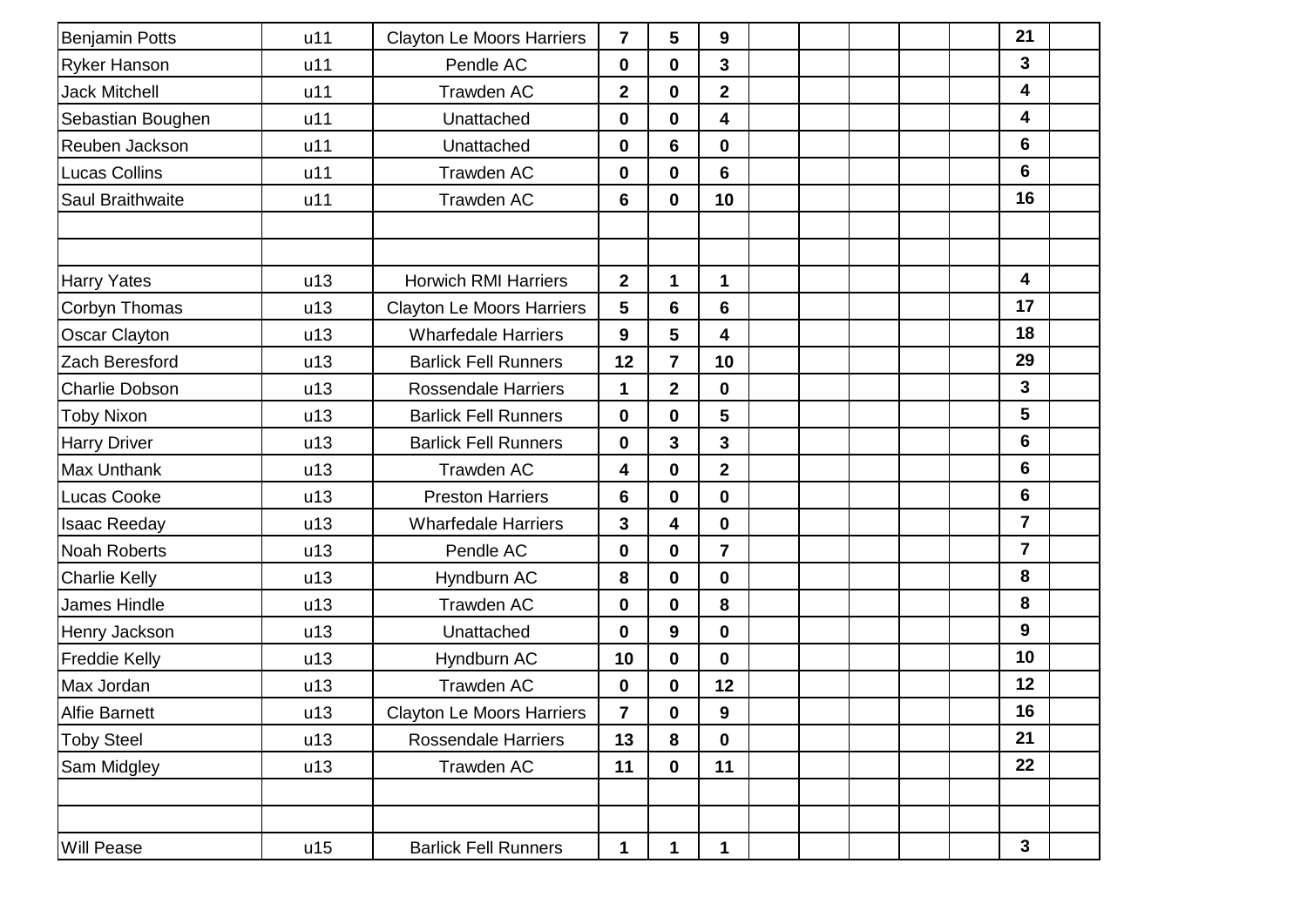| | | | | | | | | | | | | | |
|---|---|---|---|---|---|---|---|---|---|---|---|---|---|
| Benjamin Potts | u11 | Clayton Le Moors Harriers | **7** | **5** | **9** | | | | | | | **21** | |
| Ryker Hanson | u11 | Pendle AC | **0** | **0** | **3** | | | | | | | **3** | |
| Jack Mitchell | u11 | Trawden AC | **2** | **0** | **2** | | | | | | | **4** | |
| Sebastian Boughen | u11 | Unattached | **0** | **0** | **4** | | | | | | | **4** | |
| Reuben Jackson | u11 | Unattached | **0** | **6** | **0** | | | | | | | **6** | |
| Lucas Collins | u11 | Trawden AC | **0** | **0** | **6** | | | | | | | **6** | |
| Saul Braithwaite | u11 | Trawden AC | **6** | **0** | **10** | | | | | | | **16** | |
| | | | | | | | | | | | | | |
| | | | | | | | | | | | | | |
| Harry Yates | u13 | Horwich RMI Harriers | **2** | **1** | **1** | | | | | | | **4** | |
| Corbyn Thomas | u13 | Clayton Le Moors Harriers | **5** | **6** | **6** | | | | | | | **17** | |
| Oscar Clayton | u13 | Wharfedale Harriers | **9** | **5** | **4** | | | | | | | **18** | |
| Zach Beresford | u13 | Barlick Fell Runners | **12** | **7** | **10** | | | | | | | **29** | |
| Charlie Dobson | u13 | Rossendale Harriers | **1** | **2** | **0** | | | | | | | **3** | |
| Toby Nixon | u13 | Barlick Fell Runners | **0** | **0** | **5** | | | | | | | **5** | |
| Harry Driver | u13 | Barlick Fell Runners | **0** | **3** | **3** | | | | | | | **6** | |
| Max Unthank | u13 | Trawden AC | **4** | **0** | **2** | | | | | | | **6** | |
| Lucas Cooke | u13 | Preston Harriers | **6** | **0** | **0** | | | | | | | **6** | |
| Isaac Reeday | u13 | Wharfedale Harriers | **3** | **4** | **0** | | | | | | | **7** | |
| Noah Roberts | u13 | Pendle AC | **0** | **0** | **7** | | | | | | | **7** | |
| Charlie Kelly | u13 | Hyndburn AC | **8** | **0** | **0** | | | | | | | **8** | |
| James Hindle | u13 | Trawden AC | **0** | **0** | **8** | | | | | | | **8** | |
| Henry Jackson | u13 | Unattached | **0** | **9** | **0** | | | | | | | **9** | |
| Freddie Kelly | u13 | Hyndburn AC | **10** | **0** | **0** | | | | | | | **10** | |
| Max Jordan | u13 | Trawden AC | **0** | **0** | **12** | | | | | | | **12** | |
| Alfie Barnett | u13 | Clayton Le Moors Harriers | **7** | **0** | **9** | | | | | | | **16** | |
| Toby Steel | u13 | Rossendale Harriers | **13** | **8** | **0** | | | | | | | **21** | |
| Sam Midgley | u13 | Trawden AC | **11** | **0** | **11** | | | | | | | **22** | |
| | | | | | | | | | | | | | |
| | | | | | | | | | | | | | |
| Will Pease | u15 | Barlick Fell Runners | **1** | **1** | **1** | | | | | | | **3** | |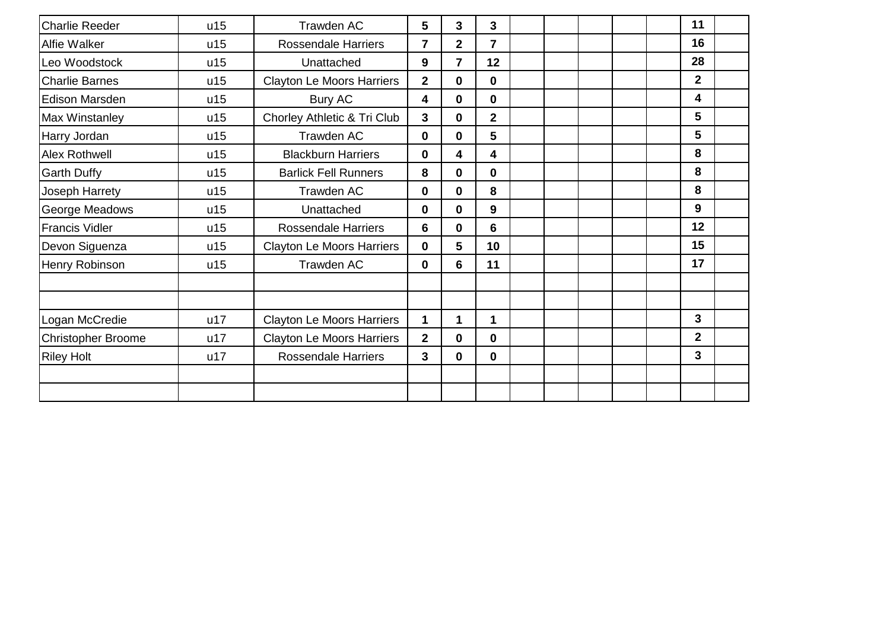| | | | | | | | | | | | | |
|---|---|---|---|---|---|---|---|---|---|---|---|---|
| Charlie Reeder | u15 | Trawden AC | **5** | **3** | **3** | | | | | | **11** | |
| Alfie Walker | u15 | Rossendale Harriers | **7** | **2** | **7** | | | | | | **16** | |
| Leo Woodstock | u15 | Unattached | **9** | **7** | **12** | | | | | | **28** | |
| Charlie Barnes | u15 | Clayton Le Moors Harriers | **2** | **0** | **0** | | | | | | **2** | |
| Edison Marsden | u15 | Bury AC | **4** | **0** | **0** | | | | | | **4** | |
| Max Winstanley | u15 | Chorley Athletic & Tri Club | **3** | **0** | **2** | | | | | | **5** | |
| Harry Jordan | u15 | Trawden AC | **0** | **0** | **5** | | | | | | **5** | |
| Alex Rothwell | u15 | Blackburn Harriers | **0** | **4** | **4** | | | | | | **8** | |
| Garth Duffy | u15 | Barlick Fell Runners | **8** | **0** | **0** | | | | | | **8** | |
| Joseph Harrety | u15 | Trawden AC | **0** | **0** | **8** | | | | | | **8** | |
| George Meadows | u15 | Unattached | **0** | **0** | **9** | | | | | | **9** | |
| Francis Vidler | u15 | Rossendale Harriers | **6** | **0** | **6** | | | | | | **12** | |
| Devon Siguenza | u15 | Clayton Le Moors Harriers | **0** | **5** | **10** | | | | | | **15** | |
| Henry Robinson | u15 | Trawden AC | **0** | **6** | **11** | | | | | | **17** | |
| | | | | | | | | | | | | |
| | | | | | | | | | | | | |
| Logan McCredie | u17 | Clayton Le Moors Harriers | **1** | **1** | **1** | | | | | | **3** | |
| Christopher Broome | u17 | Clayton Le Moors Harriers | **2** | **0** | **0** | | | | | | **2** | |
| Riley Holt | u17 | Rossendale Harriers | **3** | **0** | **0** | | | | | | **3** | |
| | | | | | | | | | | | | |
| | | | | | | | | | | | | |